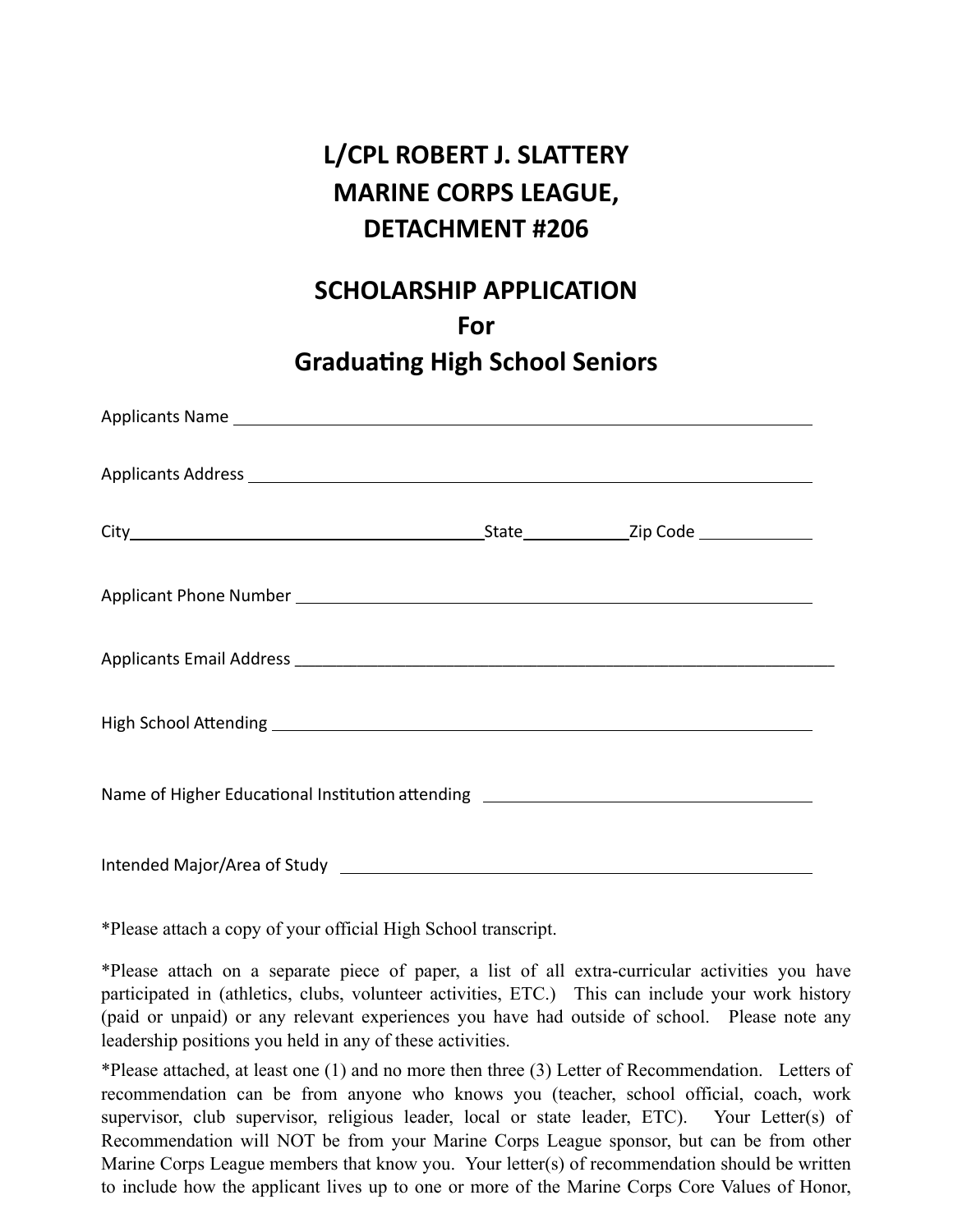# L/CPL ROBERT J. SLATTERY
# MARINE CORPS LEAGUE,
# DETACHMENT #206

## SCHOLARSHIP APPLICATION
## For
## Graduating High School Seniors

Applicants Name ______________________________________________________________

Applicants Address ____________________________________________________________

City_____________________________State__________Zip Code ___________

Applicant Phone Number ________________________________________________________

Applicants Email Address _______________________________________________________

High School Attending _________________________________________________________

Name of Higher Educational Institution attending _________________________________

Intended Major/Area of Study ___________________________________________________

*Please attach a copy of your official High School transcript.

*Please attach on a separate piece of paper, a list of all extra-curricular activities you have participated in (athletics, clubs, volunteer activities, ETC.) This can include your work history (paid or unpaid) or any relevant experiences you have had outside of school. Please note any leadership positions you held in any of these activities.

*Please attached, at least one (1) and no more then three (3) Letter of Recommendation. Letters of recommendation can be from anyone who knows you (teacher, school official, coach, work supervisor, club supervisor, religious leader, local or state leader, ETC). Your Letter(s) of Recommendation will NOT be from your Marine Corps League sponsor, but can be from other Marine Corps League members that know you. Your letter(s) of recommendation should be written to include how the applicant lives up to one or more of the Marine Corps Core Values of Honor,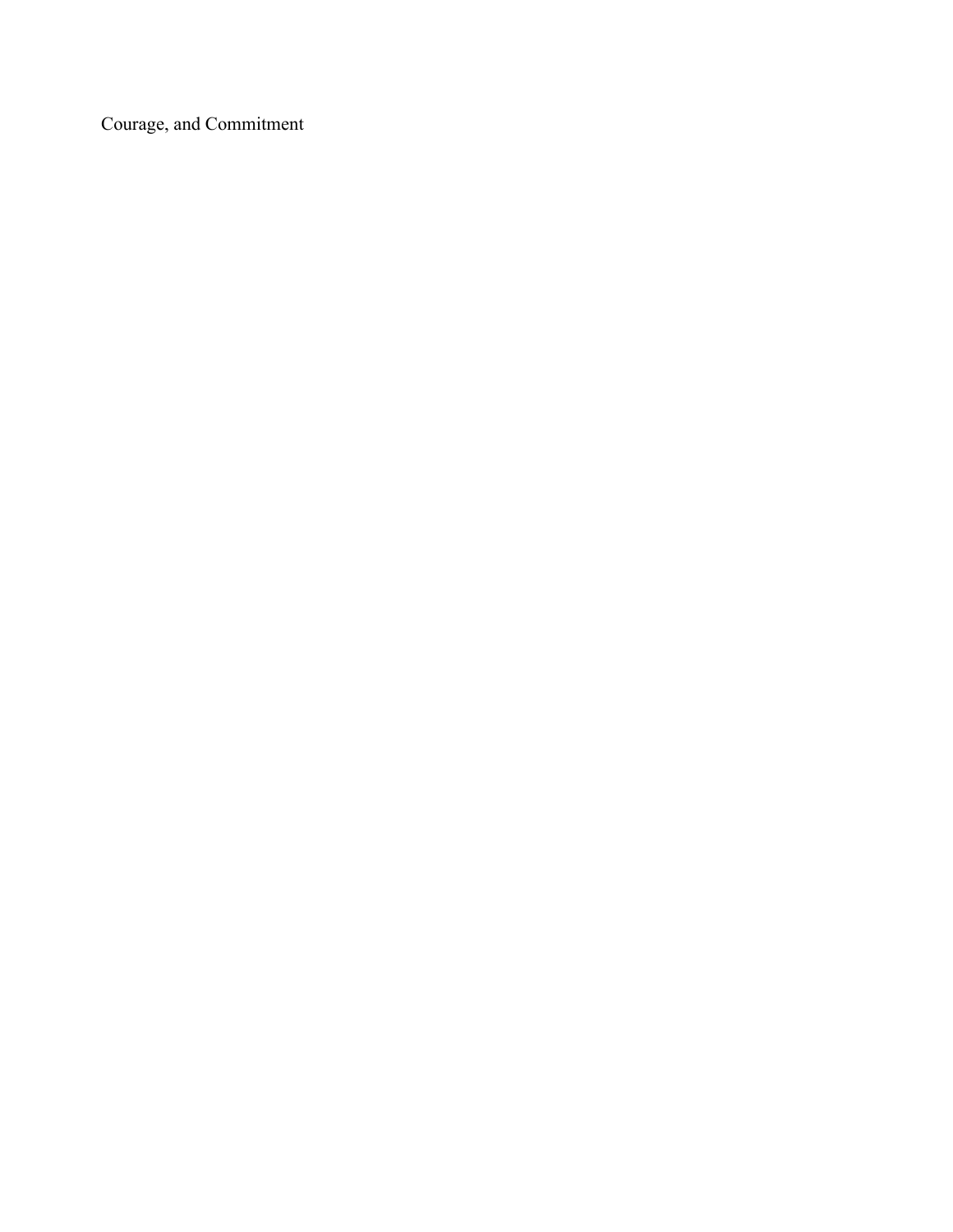Courage, and Commitment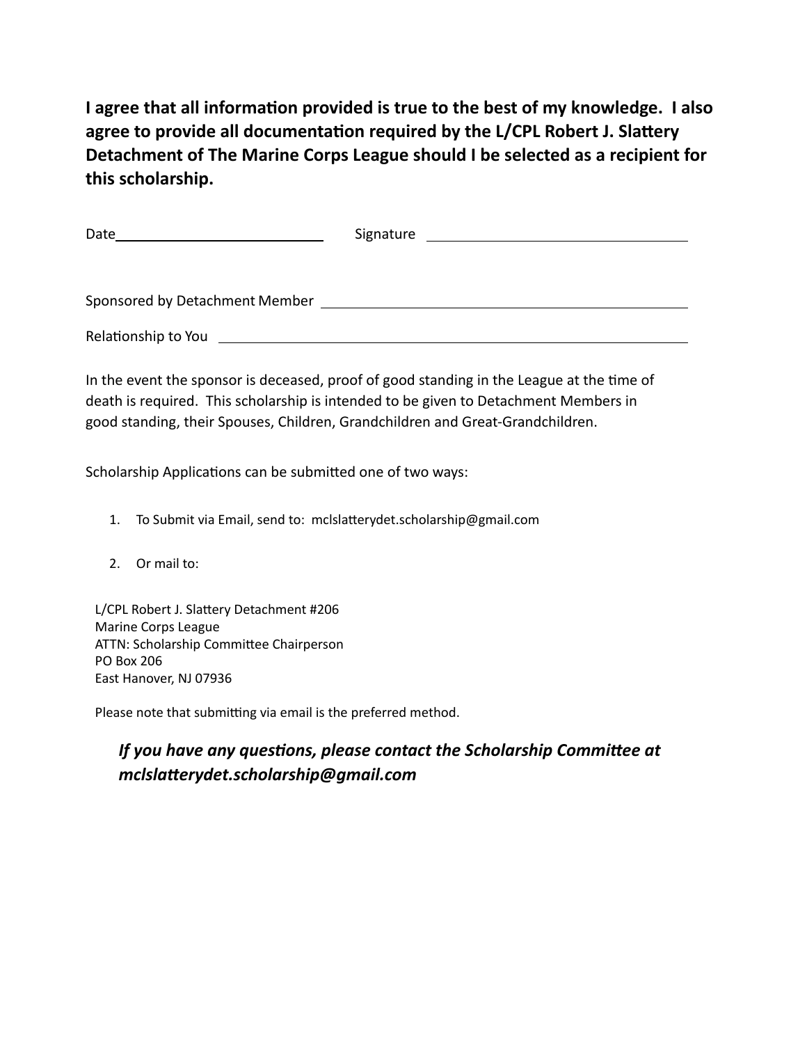**I agree that all information provided is true to the best of my knowledge. I also agree to provide all documentation required by the L/CPL Robert J. Slattery Detachment of The Marine Corps League should I be selected as a recipient for this scholarship.**

Date\_\_\_\_\_\_\_\_\_\_\_\_\_\_\_\_\_\_\_\_\_\_\_\_\_\_ Signature \_\_\_\_\_\_\_\_\_\_\_\_\_\_\_\_\_\_\_\_\_\_\_\_\_\_\_\_\_\_\_\_\_\_

Sponsored by Detachment Member \_\_\_\_\_\_\_\_\_\_\_\_\_\_\_\_\_\_\_\_\_\_\_\_\_\_\_\_\_\_\_\_\_\_\_\_\_\_\_\_\_\_\_\_

Relationship to You \_\_\_\_\_\_\_\_\_\_\_\_\_\_\_\_\_\_\_\_\_\_\_\_\_\_\_\_\_\_\_\_\_\_\_\_\_\_\_\_\_\_\_\_\_\_\_\_\_\_\_\_\_\_\_\_

In the event the sponsor is deceased, proof of good standing in the League at the time of death is required. This scholarship is intended to be given to Detachment Members in good standing, their Spouses, Children, Grandchildren and Great-Grandchildren.

Scholarship Applications can be submitted one of two ways:

1. To Submit via Email, send to: mclslatterydet.scholarship@gmail.com

2. Or mail to:

L/CPL Robert J. Slattery Detachment #206
Marine Corps League
ATTN: Scholarship Committee Chairperson
PO Box 206
East Hanover, NJ 07936

Please note that submitting via email is the preferred method.

***If you have any questions, please contact the Scholarship Committee at mclslatterydet.scholarship@gmail.com***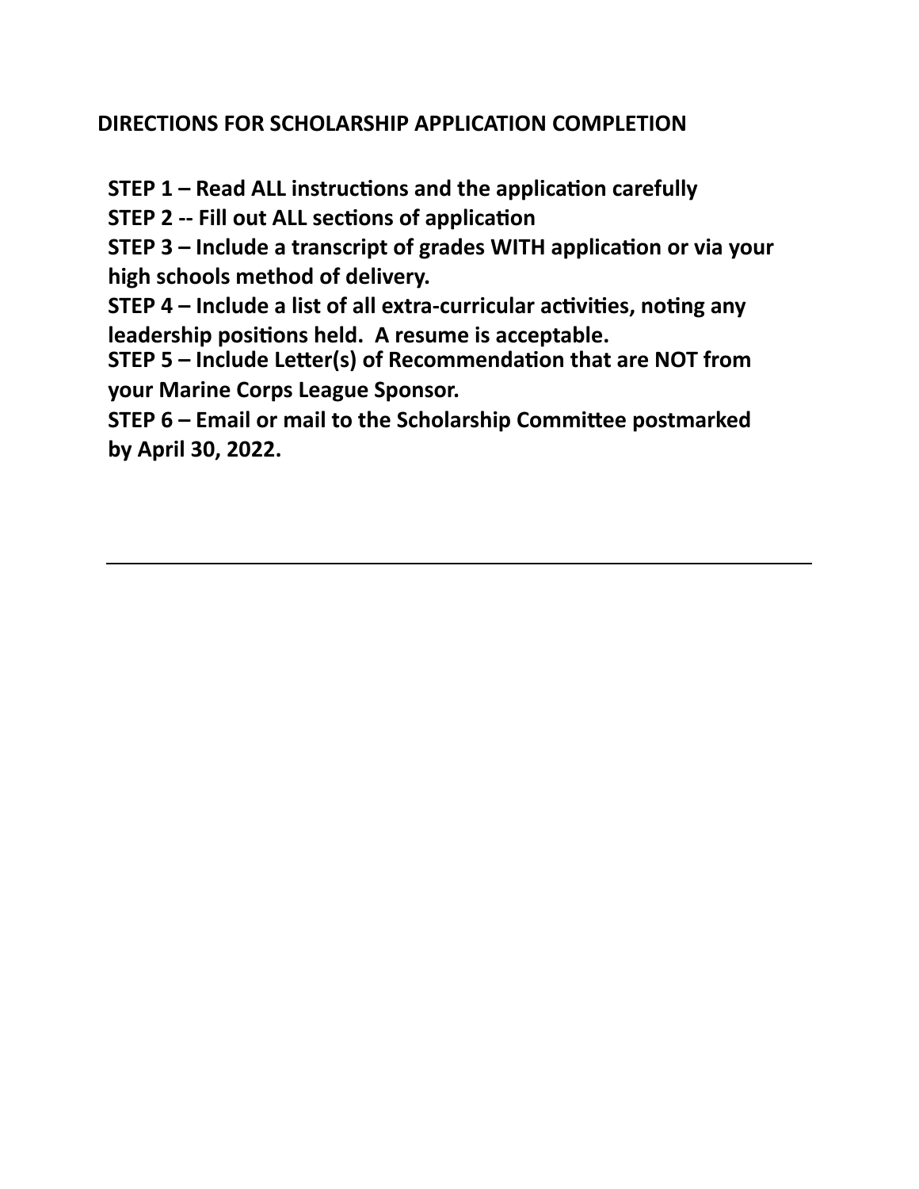## DIRECTIONS FOR SCHOLARSHIP APPLICATION COMPLETION

**STEP 1 – Read ALL instructions and the application carefully**

**STEP 2 -- Fill out ALL sections of application**

**STEP 3 – Include a transcript of grades WITH application or via your high schools method of delivery.**

**STEP 4 – Include a list of all extra-curricular activities, noting any leadership positions held. A resume is acceptable.**

**STEP 5 – Include Letter(s) of Recommendation that are NOT from your Marine Corps League Sponsor.**

**STEP 6 – Email or mail to the Scholarship Committee postmarked by April 30, 2022.**

---